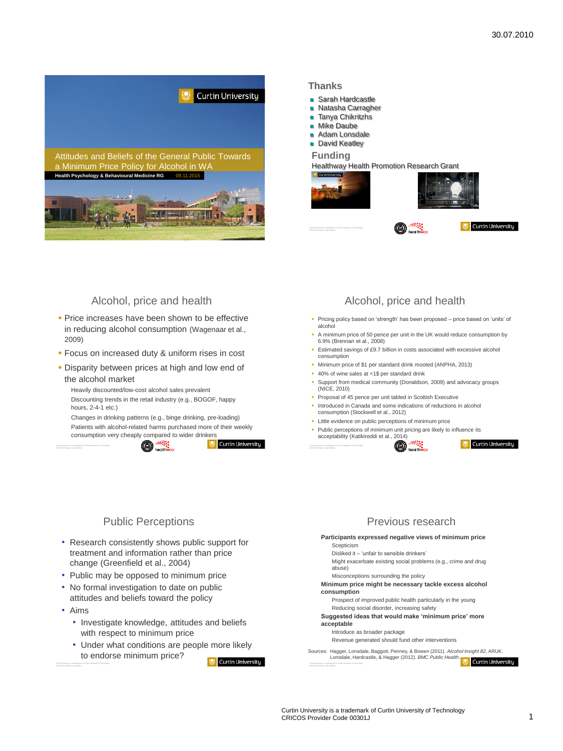30.07.2010

## Attitudes and Beliefs of the General Public Towards a Minimum Price Policy for Alcohol in WA

**Health Psychology & Behavioural Medicine RG** 08.11.2015

## Thanks

- Sarah Hardcastle
- Natasha Carragher
- Tanya Chikritzhs
- Mike Daube
- Adam Lonsdale
- David Keatley

## Funding

Healthway Health Promotion Research Grant

## Alcohol, price and health

- Price increases have been shown to be effective in reducing alcohol consumption (Wagenaar et al., 2009)
- Focus on increased duty & uniform rises in cost
- Disparity between prices at high and low end of the alcohol market
  - Heavily discounted/low-cost alcohol sales prevalent
  - Discounting trends in the retail industry (e.g., BOGOF, happy hours, 2-4-1 etc.)
  - Changes in drinking patterns (e.g., binge drinking, pre-loading)
  - Patients with alcohol-related harms purchased more of their weekly consumption very cheaply compared to wider drinkers

## Alcohol, price and health

- Pricing policy based on 'strength' has been proposed – price based on 'units' of alcohol
- A minimum price of 50 pence per unit in the UK would reduce consumption by 6.9% (Brennan et al., 2008)
- Estimated savings of £9.7 billion in costs associated with excessive alcohol consumption
- Minimum price of $1 per standard drink mooted (ANPHA, 2013)
- 40% of wine sales at <1$ per standard drink
- Support from medical community (Donaldson, 2009) and advocacy groups (NICE, 2010)
- Proposal of 45 pence per unit tabled in Scottish Executive
- Introduced in Canada and some indications of reductions in alcohol consumption (Stockwell et al., 2012)
- Little evidence on public perceptions of minimum price
- Public perceptions of minimum unit pricing are likely to influence its acceptability (Katikireddi et al., 2014)

## Public Perceptions

- Research consistently shows public support for treatment and information rather than price change (Greenfield et al., 2004)
- Public may be opposed to minimum price
- No formal investigation to date on public attitudes and beliefs toward the policy
- Aims
  - Investigate knowledge, attitudes and beliefs with respect to minimum price
  - Under what conditions are people more likely to endorse minimum price?

## Previous research

**Participants expressed negative views of minimum price**
- Scepticism
- Disliked it – 'unfair to sensible drinkers'
- Might exacerbate existing social problems (e.g., crime and drug abuse)
- Misconceptions surrounding the policy

**Minimum price might be necessary tackle excess alcohol consumption**
- Prospect of improved public health particularly in the young
- Reducing social disorder, increasing safety

**Suggested ideas that would make 'minimum price' more acceptable**
- Introduce as broader package
- Revenue generated should fund other interventions

Sources: Hagger, Lonsdale, Baggott, Penney, & Bowen (2011). *Alcohol Insight 82*, ARUK. Lonsdale, Hardcastle, & Hagger (2012). *BMC Public Health*.

Curtin University is a trademark of Curtin University of Technology
CRICOS Provider Code 00301J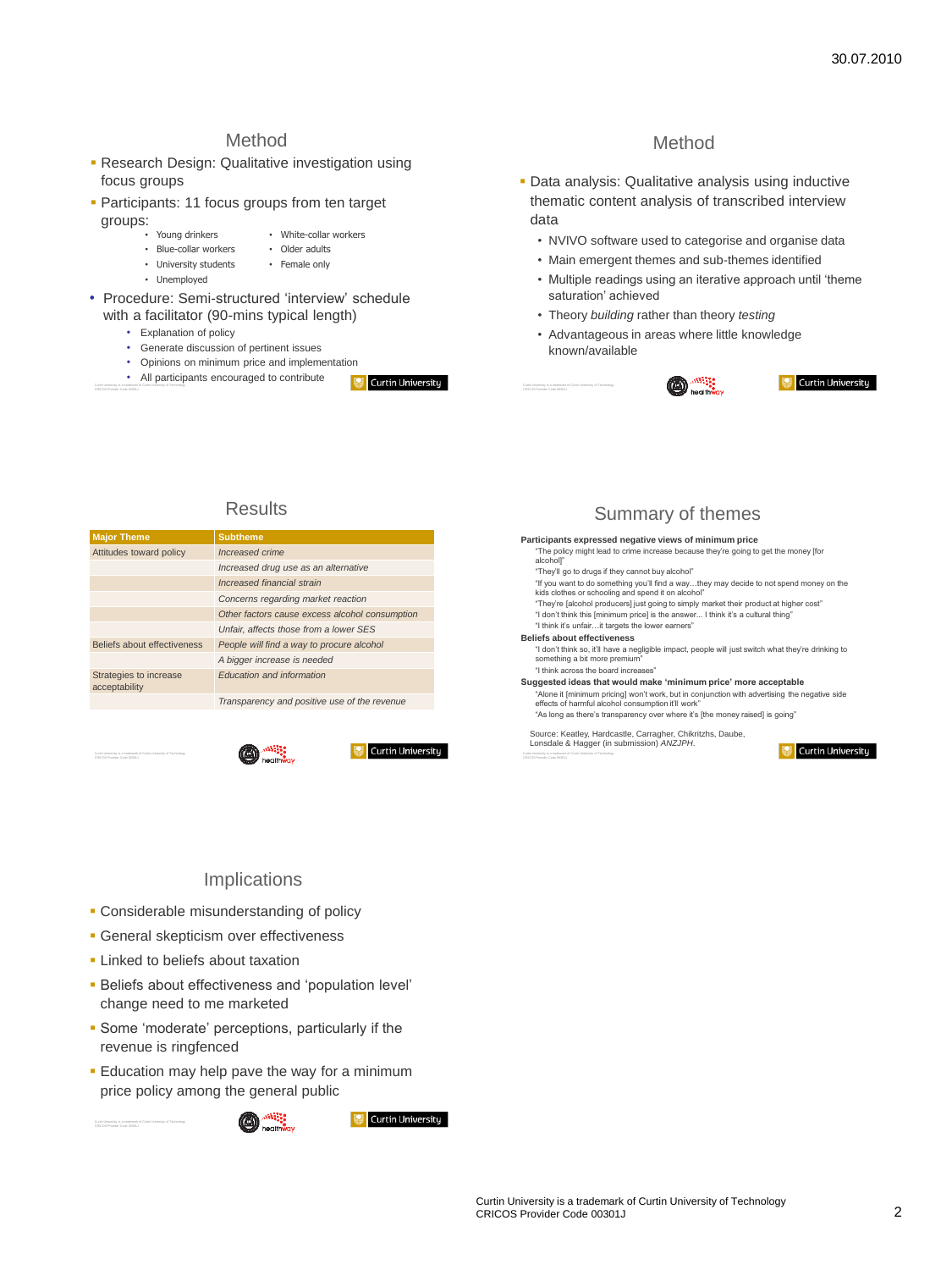## Method

- Research Design: Qualitative investigation using focus groups
- Participants: 11 focus groups from ten target groups:
  - Young drinkers
  - Blue-collar workers
  - University students
  - Unemployed
  - White-collar workers
  - Older adults
  - Female only
- Procedure: Semi-structured 'interview' schedule with a facilitator (90-mins typical length)
  - Explanation of policy
  - Generate discussion of pertinent issues
  - Opinions on minimum price and implementation
  - All participants encouraged to contribute

## Method

- Data analysis: Qualitative analysis using inductive thematic content analysis of transcribed interview data
  - NVIVO software used to categorise and organise data
  - Main emergent themes and sub-themes identified
  - Multiple readings using an iterative approach until 'theme saturation' achieved
  - Theory *building* rather than theory *testing*
  - Advantageous in areas where little knowledge known/available

## Results

| Major Theme | Subtheme |
|---|---|
| Attitudes toward policy | *Increased crime* |
| | *Increased drug use as an alternative* |
| | *Increased financial strain* |
| | *Concerns regarding market reaction* |
| | *Other factors cause excess alcohol consumption* |
| | *Unfair, affects those from a lower SES* |
| Beliefs about effectiveness | *People will find a way to procure alcohol* |
| | *A bigger increase is needed* |
| Strategies to increase acceptability | *Education and information* |
| | *Transparency and positive use of the revenue* |

## Summary of themes

**Participants expressed negative views of minimum price**

"The policy might lead to crime increase because they're going to get the money [for alcohol]"
"They'll go to drugs if they cannot buy alcohol"
"If you want to do something you'll find a way…they may decide to not spend money on the kids clothes or schooling and spend it on alcohol"
"They're [alcohol producers] just going to simply market their product at higher cost"
"I don't think this [minimum price] is the answer… I think it's a cultural thing"
"I think it's unfair…it targets the lower earners"

**Beliefs about effectiveness**

"I don't think so, it'll have a negligible impact, people will just switch what they're drinking to something a bit more premium"
"I think across the board increases"

**Suggested ideas that would make 'minimum price' more acceptable**

"Alone it [minimum pricing] won't work, but in conjunction with advertising the negative side effects of harmful alcohol consumption it'll work"
"As long as there's transparency over where it's [the money raised] is going"

Source: Keatley, Hardcastle, Carragher, Chikritzhs, Daube, Lonsdale & Hagger (in submission) *ANZJPH*.

## Implications

- Considerable misunderstanding of policy
- General skepticism over effectiveness
- Linked to beliefs about taxation
- Beliefs about effectiveness and 'population level' change need to me marketed
- Some 'moderate' perceptions, particularly if the revenue is ringfenced
- Education may help pave the way for a minimum price policy among the general public